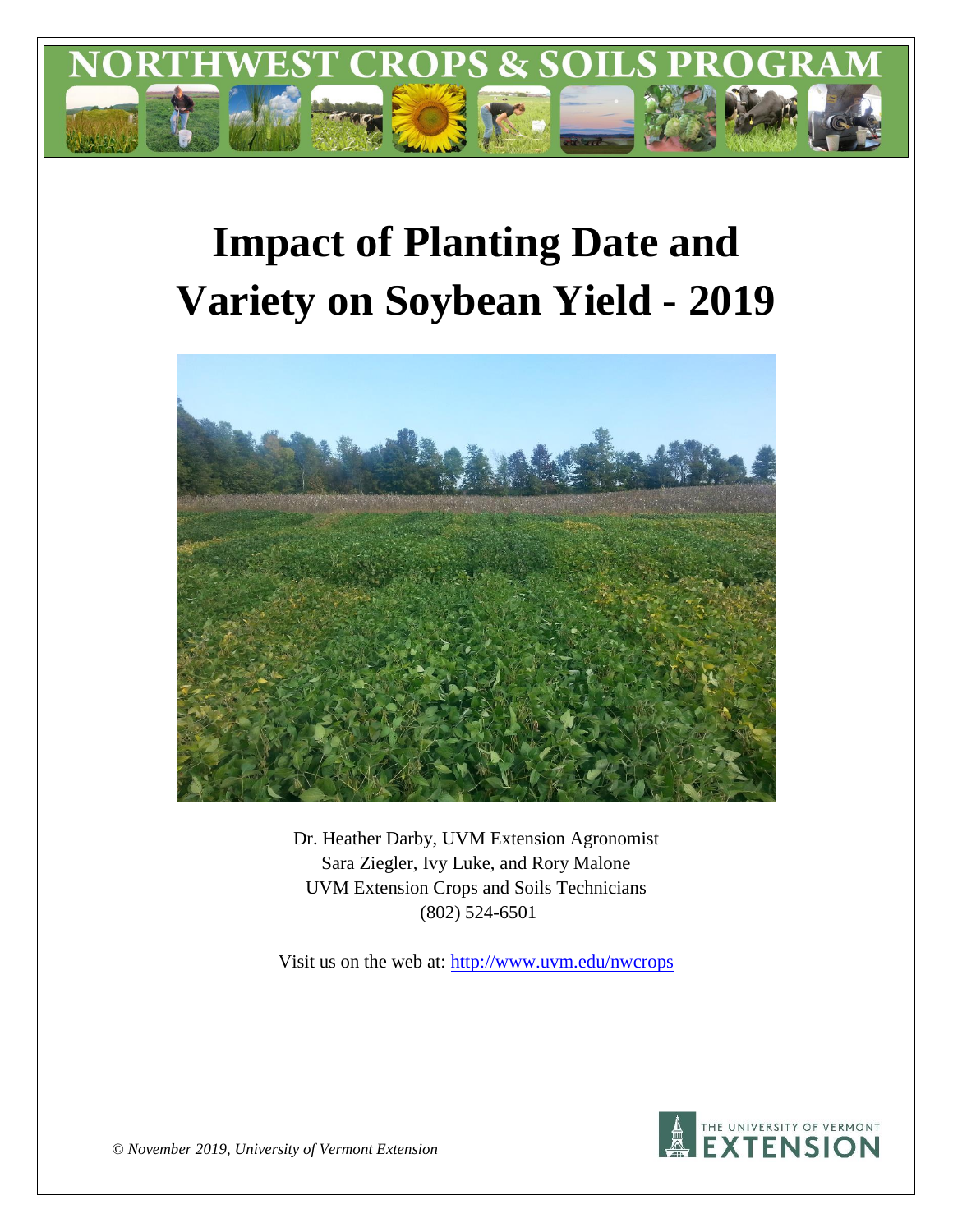# NORTHWEST CROPS & SOILS PROGRAM

# Impact of Planting Date and Variety on Soybean Yield - 2019

Dr. Heather Darby, UVM Extension Agronomist
Sara Ziegler, Ivy Luke, and Rory Malone
UVM Extension Crops and Soils Technicians
(802) 524-6501

Visit us on the web at: http://www.uvm.edu/nwcrops

*© November 2019, University of Vermont Extension*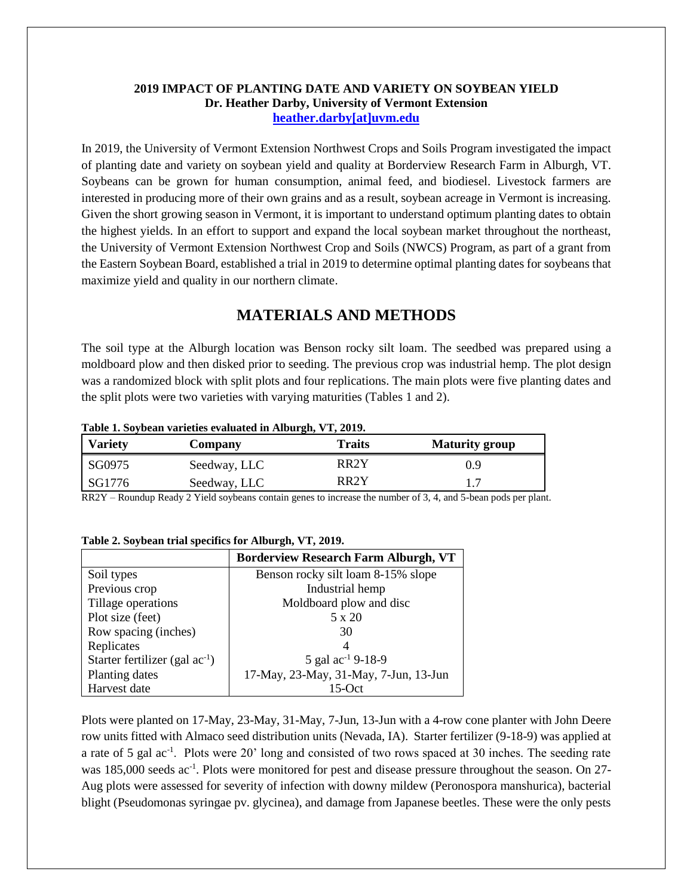**2019 IMPACT OF PLANTING DATE AND VARIETY ON SOYBEAN YIELD**
**Dr. Heather Darby, University of Vermont Extension**
**heather.darby[at]uvm.edu**

In 2019, the University of Vermont Extension Northwest Crops and Soils Program investigated the impact of planting date and variety on soybean yield and quality at Borderview Research Farm in Alburgh, VT. Soybeans can be grown for human consumption, animal feed, and biodiesel. Livestock farmers are interested in producing more of their own grains and as a result, soybean acreage in Vermont is increasing. Given the short growing season in Vermont, it is important to understand optimum planting dates to obtain the highest yields. In an effort to support and expand the local soybean market throughout the northeast, the University of Vermont Extension Northwest Crop and Soils (NWCS) Program, as part of a grant from the Eastern Soybean Board, established a trial in 2019 to determine optimal planting dates for soybeans that maximize yield and quality in our northern climate.

## MATERIALS AND METHODS

The soil type at the Alburgh location was Benson rocky silt loam. The seedbed was prepared using a moldboard plow and then disked prior to seeding. The previous crop was industrial hemp. The plot design was a randomized block with split plots and four replications. The main plots were five planting dates and the split plots were two varieties with varying maturities (Tables 1 and 2).

**Table 1. Soybean varieties evaluated in Alburgh, VT, 2019.**

| Variety | Company | Traits | Maturity group |
|---|---|---|---|
| SG0975 | Seedway, LLC | RR2Y | 0.9 |
| SG1776 | Seedway, LLC | RR2Y | 1.7 |

RR2Y – Roundup Ready 2 Yield soybeans contain genes to increase the number of 3, 4, and 5-bean pods per plant.

**Table 2. Soybean trial specifics for Alburgh, VT, 2019.**

| | Borderview Research Farm Alburgh, VT |
|---|---|
| Soil types | Benson rocky silt loam 8-15% slope |
| Previous crop | Industrial hemp |
| Tillage operations | Moldboard plow and disc |
| Plot size (feet) | 5 x 20 |
| Row spacing (inches) | 30 |
| Replicates | 4 |
| Starter fertilizer (gal $ac^{-1}$) | 5 gal $ac^{-1}$ 9-18-9 |
| Planting dates | 17-May, 23-May, 31-May, 7-Jun, 13-Jun |
| Harvest date | 15-Oct |

Plots were planted on 17-May, 23-May, 31-May, 7-Jun, 13-Jun with a 4-row cone planter with John Deere row units fitted with Almaco seed distribution units (Nevada, IA). Starter fertilizer (9-18-9) was applied at a rate of 5 gal $ac^{-1}$. Plots were 20' long and consisted of two rows spaced at 30 inches. The seeding rate was 185,000 seeds $ac^{-1}$. Plots were monitored for pest and disease pressure throughout the season. On 27-Aug plots were assessed for severity of infection with downy mildew (Peronospora manshurica), bacterial blight (Pseudomonas syringae pv. glycinea), and damage from Japanese beetles. These were the only pests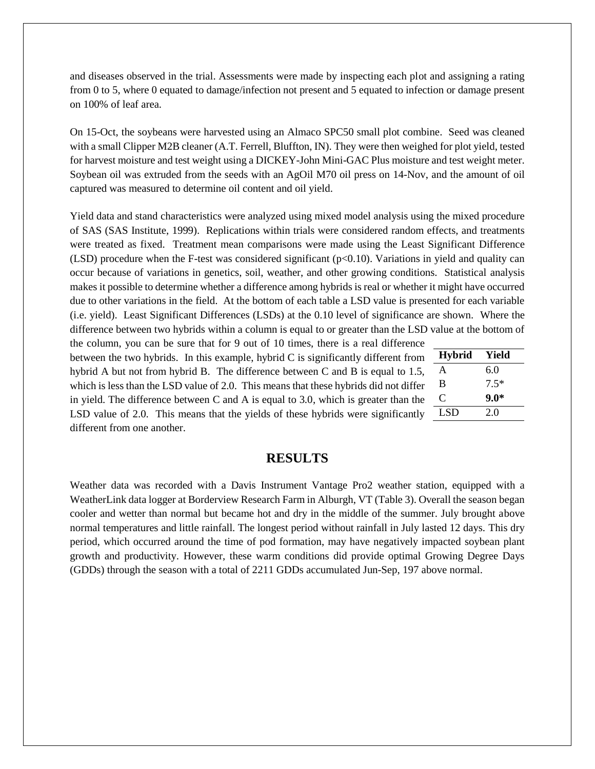and diseases observed in the trial. Assessments were made by inspecting each plot and assigning a rating from 0 to 5, where 0 equated to damage/infection not present and 5 equated to infection or damage present on 100% of leaf area.

On 15-Oct, the soybeans were harvested using an Almaco SPC50 small plot combine. Seed was cleaned with a small Clipper M2B cleaner (A.T. Ferrell, Bluffton, IN). They were then weighed for plot yield, tested for harvest moisture and test weight using a DICKEY-John Mini-GAC Plus moisture and test weight meter. Soybean oil was extruded from the seeds with an AgOil M70 oil press on 14-Nov, and the amount of oil captured was measured to determine oil content and oil yield.

Yield data and stand characteristics were analyzed using mixed model analysis using the mixed procedure of SAS (SAS Institute, 1999). Replications within trials were considered random effects, and treatments were treated as fixed. Treatment mean comparisons were made using the Least Significant Difference (LSD) procedure when the F-test was considered significant ($p<0.10$). Variations in yield and quality can occur because of variations in genetics, soil, weather, and other growing conditions. Statistical analysis makes it possible to determine whether a difference among hybrids is real or whether it might have occurred due to other variations in the field. At the bottom of each table a LSD value is presented for each variable (i.e. yield). Least Significant Differences (LSDs) at the 0.10 level of significance are shown. Where the difference between two hybrids within a column is equal to or greater than the LSD value at the bottom of the column, you can be sure that for 9 out of 10 times, there is a real difference between the two hybrids. In this example, hybrid C is significantly different from hybrid A but not from hybrid B. The difference between C and B is equal to 1.5, which is less than the LSD value of 2.0. This means that these hybrids did not differ in yield. The difference between C and A is equal to 3.0, which is greater than the LSD value of 2.0. This means that the yields of these hybrids were significantly different from one another.

| Hybrid | Yield |
|---|---|
| A | 6.0 |
| B | 7.5* |
| C | **9.0*** |
| LSD | 2.0 |

# RESULTS

Weather data was recorded with a Davis Instrument Vantage Pro2 weather station, equipped with a WeatherLink data logger at Borderview Research Farm in Alburgh, VT (Table 3). Overall the season began cooler and wetter than normal but became hot and dry in the middle of the summer. July brought above normal temperatures and little rainfall. The longest period without rainfall in July lasted 12 days. This dry period, which occurred around the time of pod formation, may have negatively impacted soybean plant growth and productivity. However, these warm conditions did provide optimal Growing Degree Days (GDDs) through the season with a total of 2211 GDDs accumulated Jun-Sep, 197 above normal.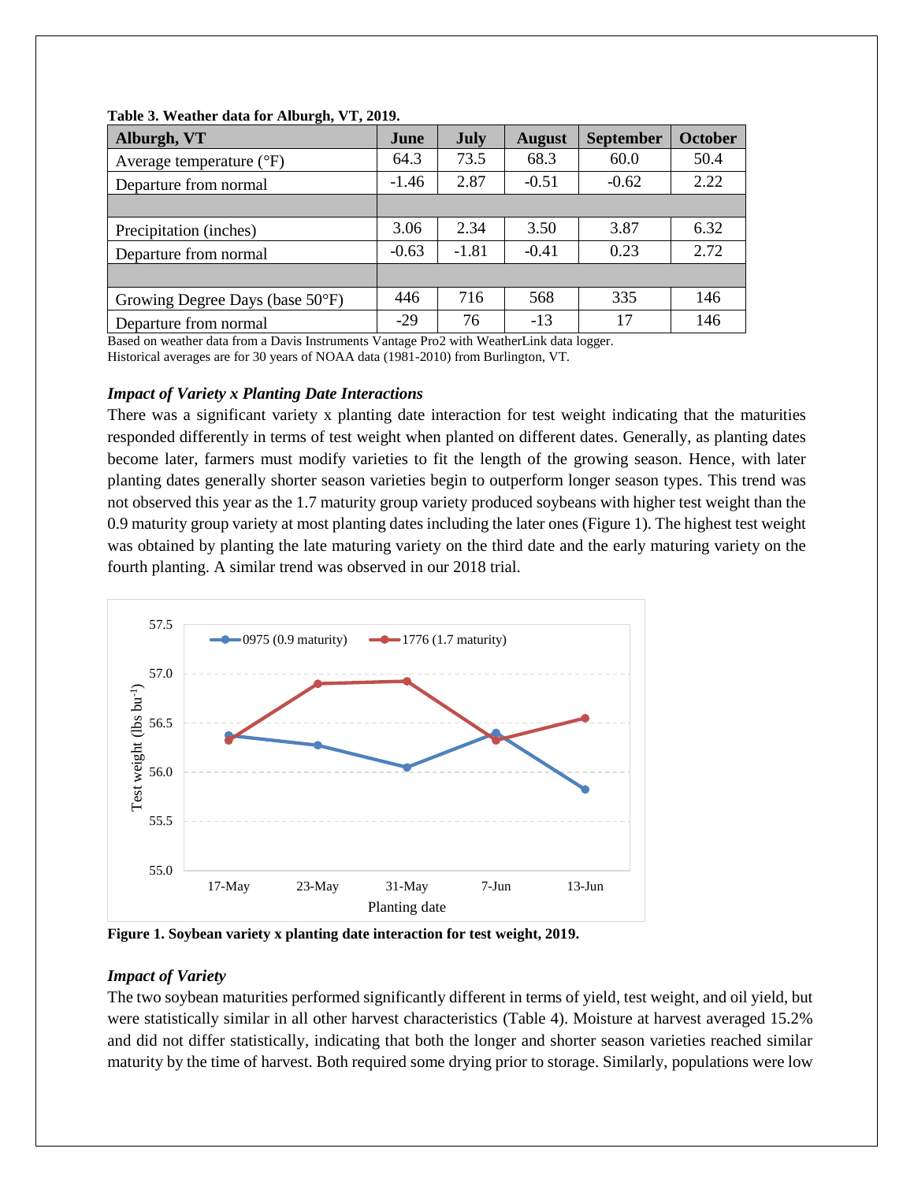**Table 3. Weather data for Alburgh, VT, 2019.**

| Alburgh, VT | June | July | August | September | October |
|---|---|---|---|---|---|
| Average temperature (°F) | 64.3 | 73.5 | 68.3 | 60.0 | 50.4 |
| Departure from normal | -1.46 | 2.87 | -0.51 | -0.62 | 2.22 |
| | | | | | |
| Precipitation (inches) | 3.06 | 2.34 | 3.50 | 3.87 | 6.32 |
| Departure from normal | -0.63 | -1.81 | -0.41 | 0.23 | 2.72 |
| | | | | | |
| Growing Degree Days (base 50°F) | 446 | 716 | 568 | 335 | 146 |
| Departure from normal | -29 | 76 | -13 | 17 | 146 |

Based on weather data from a Davis Instruments Vantage Pro2 with WeatherLink data logger.
Historical averages are for 30 years of NOAA data (1981-2010) from Burlington, VT.

***Impact of Variety x Planting Date Interactions***

There was a significant variety x planting date interaction for test weight indicating that the maturities responded differently in terms of test weight when planted on different dates. Generally, as planting dates become later, farmers must modify varieties to fit the length of the growing season. Hence, with later planting dates generally shorter season varieties begin to outperform longer season types. This trend was not observed this year as the 1.7 maturity group variety produced soybeans with higher test weight than the 0.9 maturity group variety at most planting dates including the later ones (Figure 1). The highest test weight was obtained by planting the late maturing variety on the third date and the early maturing variety on the fourth planting. A similar trend was observed in our 2018 trial.

**Figure 1. Soybean variety x planting date interaction for test weight, 2019.**

***Impact of Variety***

The two soybean maturities performed significantly different in terms of yield, test weight, and oil yield, but were statistically similar in all other harvest characteristics (Table 4). Moisture at harvest averaged 15.2% and did not differ statistically, indicating that both the longer and shorter season varieties reached similar maturity by the time of harvest. Both required some drying prior to storage. Similarly, populations were low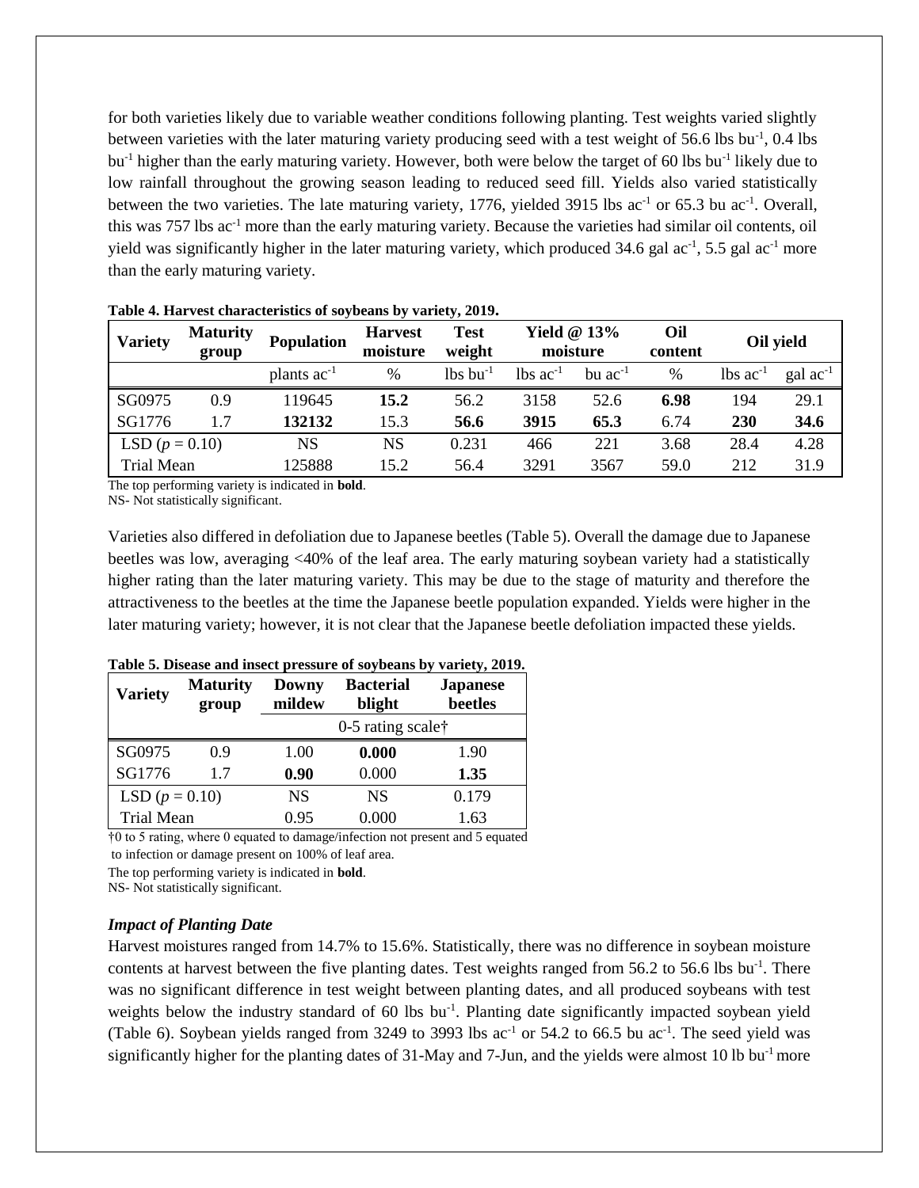for both varieties likely due to variable weather conditions following planting. Test weights varied slightly between varieties with the later maturing variety producing seed with a test weight of 56.6 lbs bu$^{-1}$, 0.4 lbs bu$^{-1}$ higher than the early maturing variety. However, both were below the target of 60 lbs bu$^{-1}$ likely due to low rainfall throughout the growing season leading to reduced seed fill. Yields also varied statistically between the two varieties. The late maturing variety, 1776, yielded 3915 lbs ac$^{-1}$ or 65.3 bu ac$^{-1}$. Overall, this was 757 lbs ac$^{-1}$ more than the early maturing variety. Because the varieties had similar oil contents, oil yield was significantly higher in the later maturing variety, which produced 34.6 gal ac$^{-1}$, 5.5 gal ac$^{-1}$ more than the early maturing variety.

**Table 4. Harvest characteristics of soybeans by variety, 2019.**

| Variety | Maturity group | Population | Harvest moisture | Test weight | Yield @ 13% moisture | | Oil content | Oil yield | |
|---|---|---|---|---|---|---|---|---|---|
| | | plants ac$^{-1}$ | % | lbs bu$^{-1}$ | lbs ac$^{-1}$ | bu ac$^{-1}$ | % | lbs ac$^{-1}$ | gal ac$^{-1}$ |
| SG0975 | 0.9 | 119645 | **15.2** | 56.2 | 3158 | 52.6 | **6.98** | 194 | 29.1 |
| SG1776 | 1.7 | **132132** | 15.3 | **56.6** | **3915** | **65.3** | 6.74 | **230** | **34.6** |
| LSD ($p = 0.10$) | | NS | NS | 0.231 | 466 | 221 | 3.68 | 28.4 | 4.28 |
| Trial Mean | | 125888 | 15.2 | 56.4 | 3291 | 3567 | 59.0 | 212 | 31.9 |

The top performing variety is indicated in **bold**.
NS- Not statistically significant.

Varieties also differed in defoliation due to Japanese beetles (Table 5). Overall the damage due to Japanese beetles was low, averaging <40% of the leaf area. The early maturing soybean variety had a statistically higher rating than the later maturing variety. This may be due to the stage of maturity and therefore the attractiveness to the beetles at the time the Japanese beetle population expanded. Yields were higher in the later maturing variety; however, it is not clear that the Japanese beetle defoliation impacted these yields.

**Table 5. Disease and insect pressure of soybeans by variety, 2019.**

| Variety | Maturity group | Downy mildew | Bacterial blight | Japanese beetles |
|---|---|---|---|---|
| | | 0-5 rating scale† | | |
| SG0975 | 0.9 | 1.00 | **0.000** | 1.90 |
| SG1776 | 1.7 | **0.90** | 0.000 | **1.35** |
| LSD ($p = 0.10$) | | NS | NS | 0.179 |
| Trial Mean | | 0.95 | 0.000 | 1.63 |

†0 to 5 rating, where 0 equated to damage/infection not present and 5 equated to infection or damage present on 100% of leaf area.
The top performing variety is indicated in **bold**.
NS- Not statistically significant.

### *Impact of Planting Date*

Harvest moistures ranged from 14.7% to 15.6%. Statistically, there was no difference in soybean moisture contents at harvest between the five planting dates. Test weights ranged from 56.2 to 56.6 lbs bu$^{-1}$. There was no significant difference in test weight between planting dates, and all produced soybeans with test weights below the industry standard of 60 lbs bu$^{-1}$. Planting date significantly impacted soybean yield (Table 6). Soybean yields ranged from 3249 to 3993 lbs ac$^{-1}$ or 54.2 to 66.5 bu ac$^{-1}$. The seed yield was significantly higher for the planting dates of 31-May and 7-Jun, and the yields were almost 10 lb bu$^{-1}$ more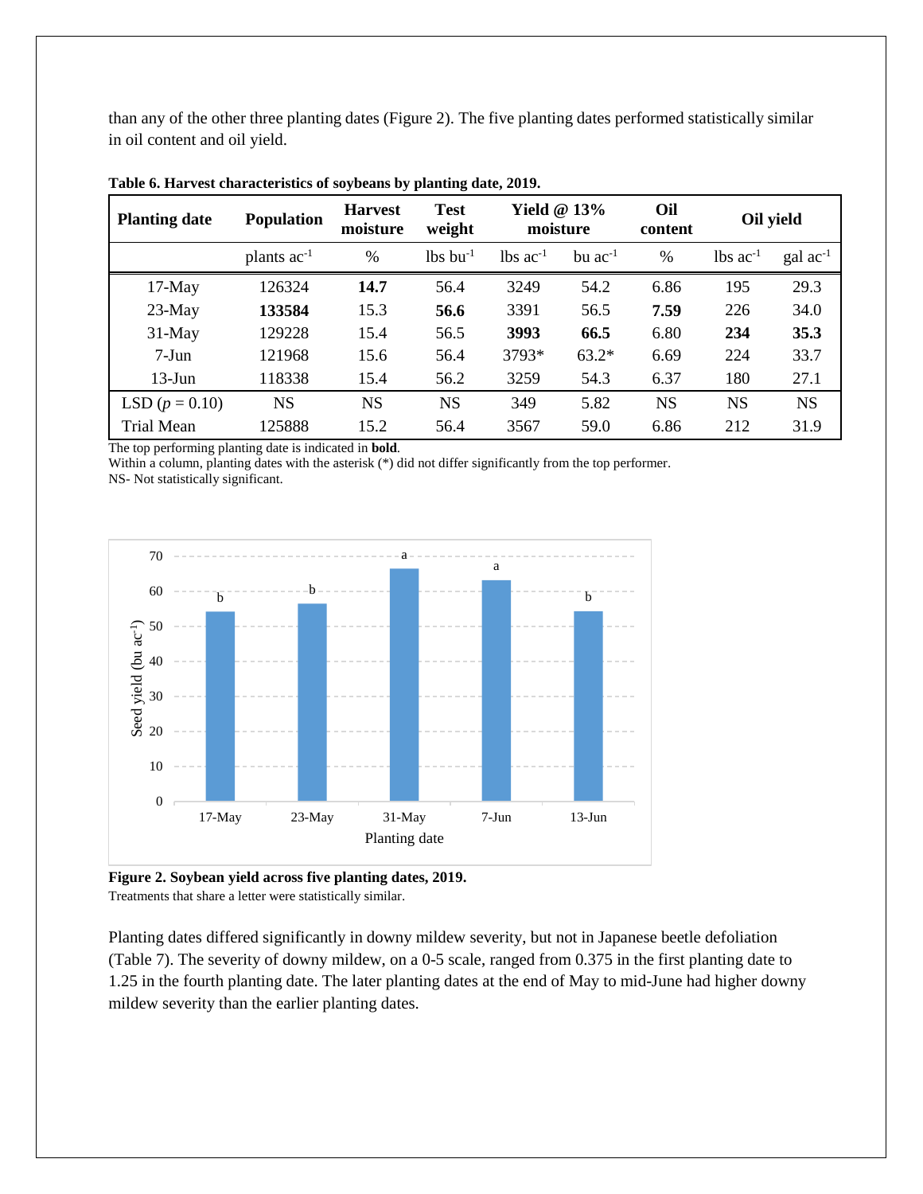than any of the other three planting dates (Figure 2). The five planting dates performed statistically similar in oil content and oil yield.

**Table 6. Harvest characteristics of soybeans by planting date, 2019.**

| Planting date | Population | Harvest moisture | Test weight | Yield @ 13% moisture | | Oil content | Oil yield | |
|---|---|---|---|---|---|---|---|---|
| | plants ac$^{-1}$ | % | lbs bu$^{-1}$ | lbs ac$^{-1}$ | bu ac$^{-1}$ | % | lbs ac$^{-1}$ | gal ac$^{-1}$ |
| 17-May | 126324 | **14.7** | 56.4 | 3249 | 54.2 | 6.86 | 195 | 29.3 |
| 23-May | **133584** | 15.3 | **56.6** | 3391 | 56.5 | **7.59** | 226 | 34.0 |
| 31-May | 129228 | 15.4 | 56.5 | **3993** | **66.5** | 6.80 | **234** | **35.3** |
| 7-Jun | 121968 | 15.6 | 56.4 | 3793* | 63.2* | 6.69 | 224 | 33.7 |
| 13-Jun | 118338 | 15.4 | 56.2 | 3259 | 54.3 | 6.37 | 180 | 27.1 |
| LSD ($p$ = 0.10) | NS | NS | NS | 349 | 5.82 | NS | NS | NS |
| Trial Mean | 125888 | 15.2 | 56.4 | 3567 | 59.0 | 6.86 | 212 | 31.9 |

The top performing planting date is indicated in **bold**.
Within a column, planting dates with the asterisk (*) did not differ significantly from the top performer.
NS- Not statistically significant.

**Figure 2. Soybean yield across five planting dates, 2019.**
Treatments that share a letter were statistically similar.

Planting dates differed significantly in downy mildew severity, but not in Japanese beetle defoliation (Table 7). The severity of downy mildew, on a 0-5 scale, ranged from 0.375 in the first planting date to 1.25 in the fourth planting date. The later planting dates at the end of May to mid-June had higher downy mildew severity than the earlier planting dates.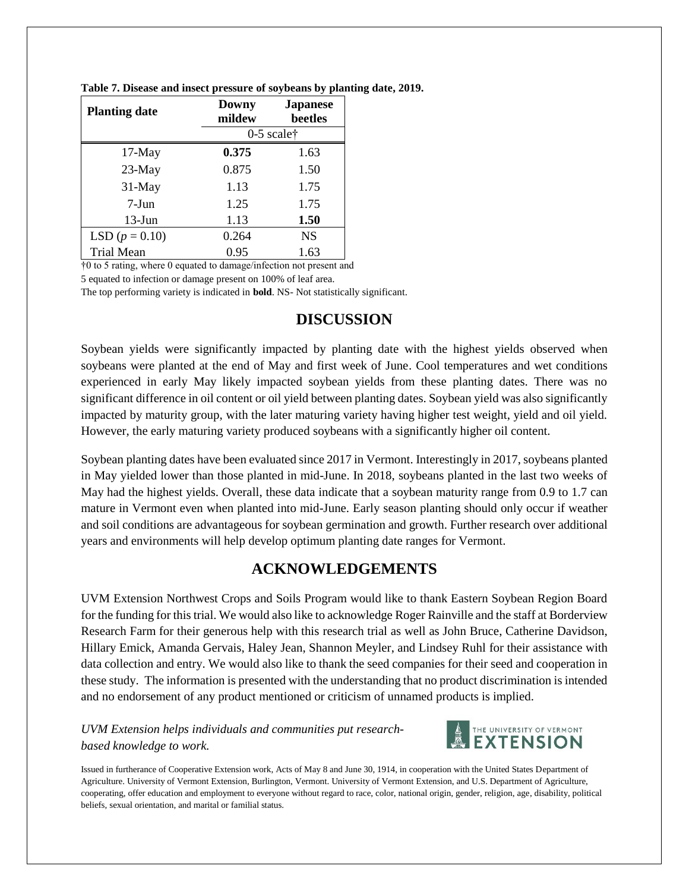**Table 7. Disease and insect pressure of soybeans by planting date, 2019.**

| Planting date | Downy mildew | Japanese beetles |
|---|---|---|
| | 0-5 scale† | |
| 17-May | **0.375** | 1.63 |
| 23-May | 0.875 | 1.50 |
| 31-May | 1.13 | 1.75 |
| 7-Jun | 1.25 | 1.75 |
| 13-Jun | 1.13 | **1.50** |
| LSD ($p$ = 0.10) | 0.264 | NS |
| Trial Mean | 0.95 | 1.63 |

†0 to 5 rating, where 0 equated to damage/infection not present and 5 equated to infection or damage present on 100% of leaf area.

The top performing variety is indicated in **bold**. NS- Not statistically significant.

## DISCUSSION

Soybean yields were significantly impacted by planting date with the highest yields observed when soybeans were planted at the end of May and first week of June. Cool temperatures and wet conditions experienced in early May likely impacted soybean yields from these planting dates. There was no significant difference in oil content or oil yield between planting dates. Soybean yield was also significantly impacted by maturity group, with the later maturing variety having higher test weight, yield and oil yield. However, the early maturing variety produced soybeans with a significantly higher oil content.

Soybean planting dates have been evaluated since 2017 in Vermont. Interestingly in 2017, soybeans planted in May yielded lower than those planted in mid-June. In 2018, soybeans planted in the last two weeks of May had the highest yields. Overall, these data indicate that a soybean maturity range from 0.9 to 1.7 can mature in Vermont even when planted into mid-June. Early season planting should only occur if weather and soil conditions are advantageous for soybean germination and growth. Further research over additional years and environments will help develop optimum planting date ranges for Vermont.

## ACKNOWLEDGEMENTS

UVM Extension Northwest Crops and Soils Program would like to thank Eastern Soybean Region Board for the funding for this trial. We would also like to acknowledge Roger Rainville and the staff at Borderview Research Farm for their generous help with this research trial as well as John Bruce, Catherine Davidson, Hillary Emick, Amanda Gervais, Haley Jean, Shannon Meyler, and Lindsey Ruhl for their assistance with data collection and entry. We would also like to thank the seed companies for their seed and cooperation in these study. The information is presented with the understanding that no product discrimination is intended and no endorsement of any product mentioned or criticism of unnamed products is implied.

*UVM Extension helps individuals and communities put research-based knowledge to work.*

THE UNIVERSITY OF VERMONT EXTENSION

Issued in furtherance of Cooperative Extension work, Acts of May 8 and June 30, 1914, in cooperation with the United States Department of Agriculture. University of Vermont Extension, Burlington, Vermont. University of Vermont Extension, and U.S. Department of Agriculture, cooperating, offer education and employment to everyone without regard to race, color, national origin, gender, religion, age, disability, political beliefs, sexual orientation, and marital or familial status.